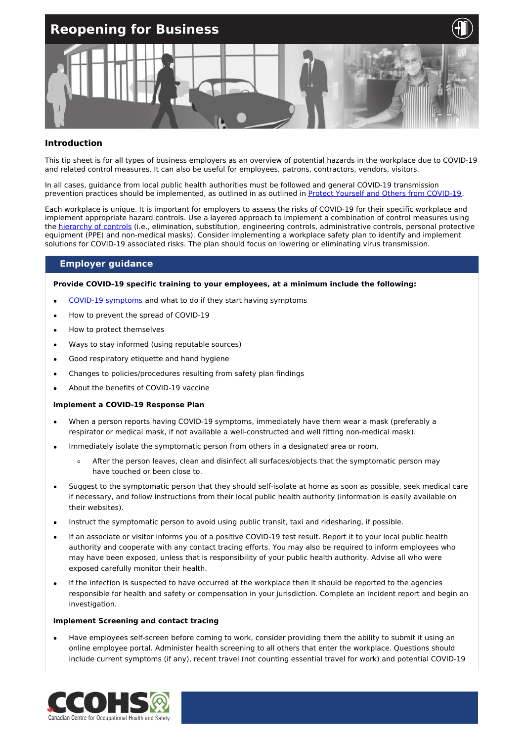# Reopening for Business

## Introduction

This tip sheet is for all types of business employers as an overview of potential hazards in the workplace due to COVID-19 and related control measures. It can also be useful for employees, patrons, contractors, vendors, visitors.

In all cases, guidance from local public health authorities must be followed and general COVID-19 transmission prevention practices should be implemented, as outlined in as outlined in Protect Yourself and Others from COVID-19.

Each workplace is unique. It is important for employers to assess the risks of COVID-19 for their specific workplace and implement appropriate hazard controls. Use a layered approach to implement a combination of control measures using the hierarchy of controls (i.e., elimination, substitution, engineering controls, administrative controls, personal protective equipment (PPE) and non-medical masks). Consider implementing a workplace safety plan to identify and implement solutions for COVID-19 associated risks. The plan should focus on lowering or eliminating virus transmission.

## Employer guidance

**Provide COVID-19 specific training to your employees, at a minimum include the following:**

- COVID-19 symptoms and what to do if they start having symptoms
- How to prevent the spread of COVID-19
- How to protect themselves
- Ways to stay informed (using reputable sources)
- Good respiratory etiquette and hand hygiene
- Changes to policies/procedures resulting from safety plan findings
- About the benefits of COVID-19 vaccine

**Implement a COVID-19 Response Plan**

- When a person reports having COVID-19 symptoms, immediately have them wear a mask (preferably a respirator or medical mask, if not available a well-constructed and well fitting non-medical mask).
- Immediately isolate the symptomatic person from others in a designated area or room.
  - After the person leaves, clean and disinfect all surfaces/objects that the symptomatic person may have touched or been close to.
- Suggest to the symptomatic person that they should self-isolate at home as soon as possible, seek medical care if necessary, and follow instructions from their local public health authority (information is easily available on their websites).
- Instruct the symptomatic person to avoid using public transit, taxi and ridesharing, if possible.
- If an associate or visitor informs you of a positive COVID-19 test result. Report it to your local public health authority and cooperate with any contact tracing efforts. You may also be required to inform employees who may have been exposed, unless that is responsibility of your public health authority. Advise all who were exposed carefully monitor their health.
- If the infection is suspected to have occurred at the workplace then it should be reported to the agencies responsible for health and safety or compensation in your jurisdiction. Complete an incident report and begin an investigation.

**Implement Screening and contact tracing**

- Have employees self-screen before coming to work, consider providing them the ability to submit it using an online employee portal. Administer health screening to all others that enter the workplace. Questions should include current symptoms (if any), recent travel (not counting essential travel for work) and potential COVID-19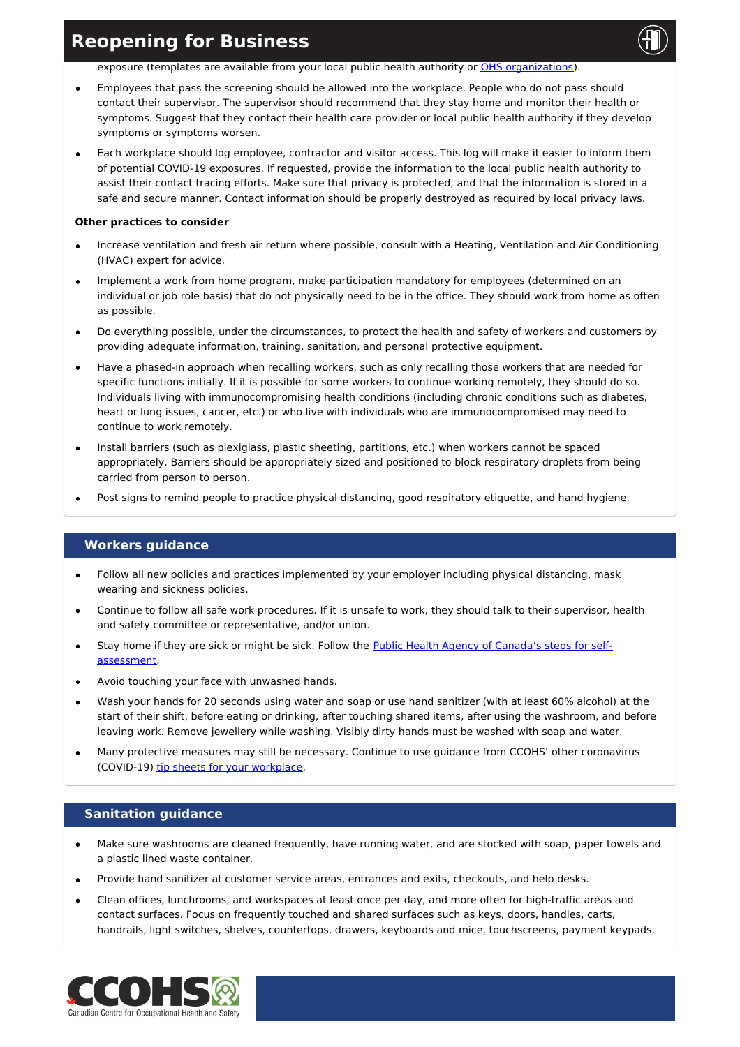exposure (templates are available from your local public health authority or OHS organizations).

- Employees that pass the screening should be allowed into the workplace. People who do not pass should contact their supervisor. The supervisor should recommend that they stay home and monitor their health or symptoms. Suggest that they contact their health care provider or local public health authority if they develop symptoms or symptoms worsen.
- Each workplace should log employee, contractor and visitor access. This log will make it easier to inform them of potential COVID-19 exposures. If requested, provide the information to the local public health authority to assist their contact tracing efforts. Make sure that privacy is protected, and that the information is stored in a safe and secure manner. Contact information should be properly destroyed as required by local privacy laws.

**Other practices to consider**

- Increase ventilation and fresh air return where possible, consult with a Heating, Ventilation and Air Conditioning (HVAC) expert for advice.
- Implement a work from home program, make participation mandatory for employees (determined on an individual or job role basis) that do not physically need to be in the office. They should work from home as often as possible.
- Do everything possible, under the circumstances, to protect the health and safety of workers and customers by providing adequate information, training, sanitation, and personal protective equipment.
- Have a phased-in approach when recalling workers, such as only recalling those workers that are needed for specific functions initially. If it is possible for some workers to continue working remotely, they should do so. Individuals living with immunocompromising health conditions (including chronic conditions such as diabetes, heart or lung issues, cancer, etc.) or who live with individuals who are immunocompromised may need to continue to work remotely.
- Install barriers (such as plexiglass, plastic sheeting, partitions, etc.) when workers cannot be spaced appropriately. Barriers should be appropriately sized and positioned to block respiratory droplets from being carried from person to person.
- Post signs to remind people to practice physical distancing, good respiratory etiquette, and hand hygiene.

## Workers guidance

- Follow all new policies and practices implemented by your employer including physical distancing, mask wearing and sickness policies.
- Continue to follow all safe work procedures. If it is unsafe to work, they should talk to their supervisor, health and safety committee or representative, and/or union.
- Stay home if they are sick or might be sick. Follow the Public Health Agency of Canada's steps for self-assessment.
- Avoid touching your face with unwashed hands.
- Wash your hands for 20 seconds using water and soap or use hand sanitizer (with at least 60% alcohol) at the start of their shift, before eating or drinking, after touching shared items, after using the washroom, and before leaving work. Remove jewellery while washing. Visibly dirty hands must be washed with soap and water.
- Many protective measures may still be necessary. Continue to use guidance from CCOHS' other coronavirus (COVID-19) tip sheets for your workplace.

## Sanitation guidance

- Make sure washrooms are cleaned frequently, have running water, and are stocked with soap, paper towels and a plastic lined waste container.
- Provide hand sanitizer at customer service areas, entrances and exits, checkouts, and help desks.
- Clean offices, lunchrooms, and workspaces at least once per day, and more often for high-traffic areas and contact surfaces. Focus on frequently touched and shared surfaces such as keys, doors, handles, carts, handrails, light switches, shelves, countertops, drawers, keyboards and mice, touchscreens, payment keypads,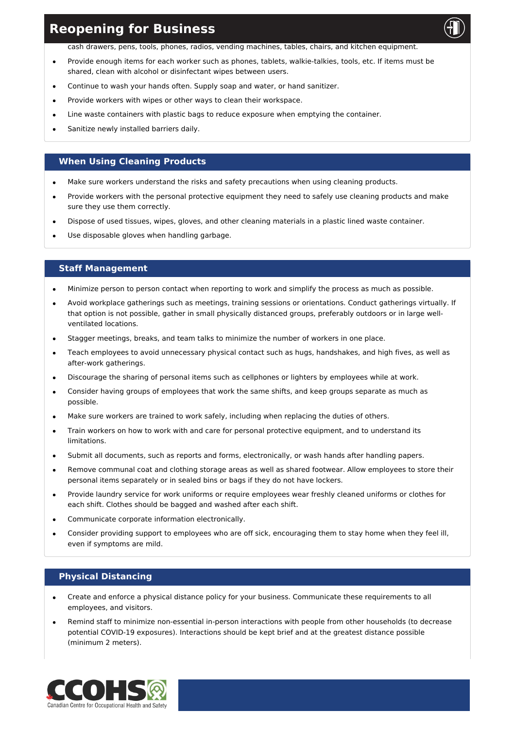cash drawers, pens, tools, phones, radios, vending machines, tables, chairs, and kitchen equipment.

- Provide enough items for each worker such as phones, tablets, walkie-talkies, tools, etc. If items must be shared, clean with alcohol or disinfectant wipes between users.
- Continue to wash your hands often. Supply soap and water, or hand sanitizer.
- Provide workers with wipes or other ways to clean their workspace.
- Line waste containers with plastic bags to reduce exposure when emptying the container.
- Sanitize newly installed barriers daily.

## When Using Cleaning Products

- Make sure workers understand the risks and safety precautions when using cleaning products.
- Provide workers with the personal protective equipment they need to safely use cleaning products and make sure they use them correctly.
- Dispose of used tissues, wipes, gloves, and other cleaning materials in a plastic lined waste container.
- Use disposable gloves when handling garbage.

## Staff Management

- Minimize person to person contact when reporting to work and simplify the process as much as possible.
- Avoid workplace gatherings such as meetings, training sessions or orientations. Conduct gatherings virtually. If that option is not possible, gather in small physically distanced groups, preferably outdoors or in large well-ventilated locations.
- Stagger meetings, breaks, and team talks to minimize the number of workers in one place.
- Teach employees to avoid unnecessary physical contact such as hugs, handshakes, and high fives, as well as after-work gatherings.
- Discourage the sharing of personal items such as cellphones or lighters by employees while at work.
- Consider having groups of employees that work the same shifts, and keep groups separate as much as possible.
- Make sure workers are trained to work safely, including when replacing the duties of others.
- Train workers on how to work with and care for personal protective equipment, and to understand its limitations.
- Submit all documents, such as reports and forms, electronically, or wash hands after handling papers.
- Remove communal coat and clothing storage areas as well as shared footwear. Allow employees to store their personal items separately or in sealed bins or bags if they do not have lockers.
- Provide laundry service for work uniforms or require employees wear freshly cleaned uniforms or clothes for each shift. Clothes should be bagged and washed after each shift.
- Communicate corporate information electronically.
- Consider providing support to employees who are off sick, encouraging them to stay home when they feel ill, even if symptoms are mild.

## Physical Distancing

- Create and enforce a physical distance policy for your business. Communicate these requirements to all employees, and visitors.
- Remind staff to minimize non-essential in-person interactions with people from other households (to decrease potential COVID-19 exposures). Interactions should be kept brief and at the greatest distance possible (minimum 2 meters).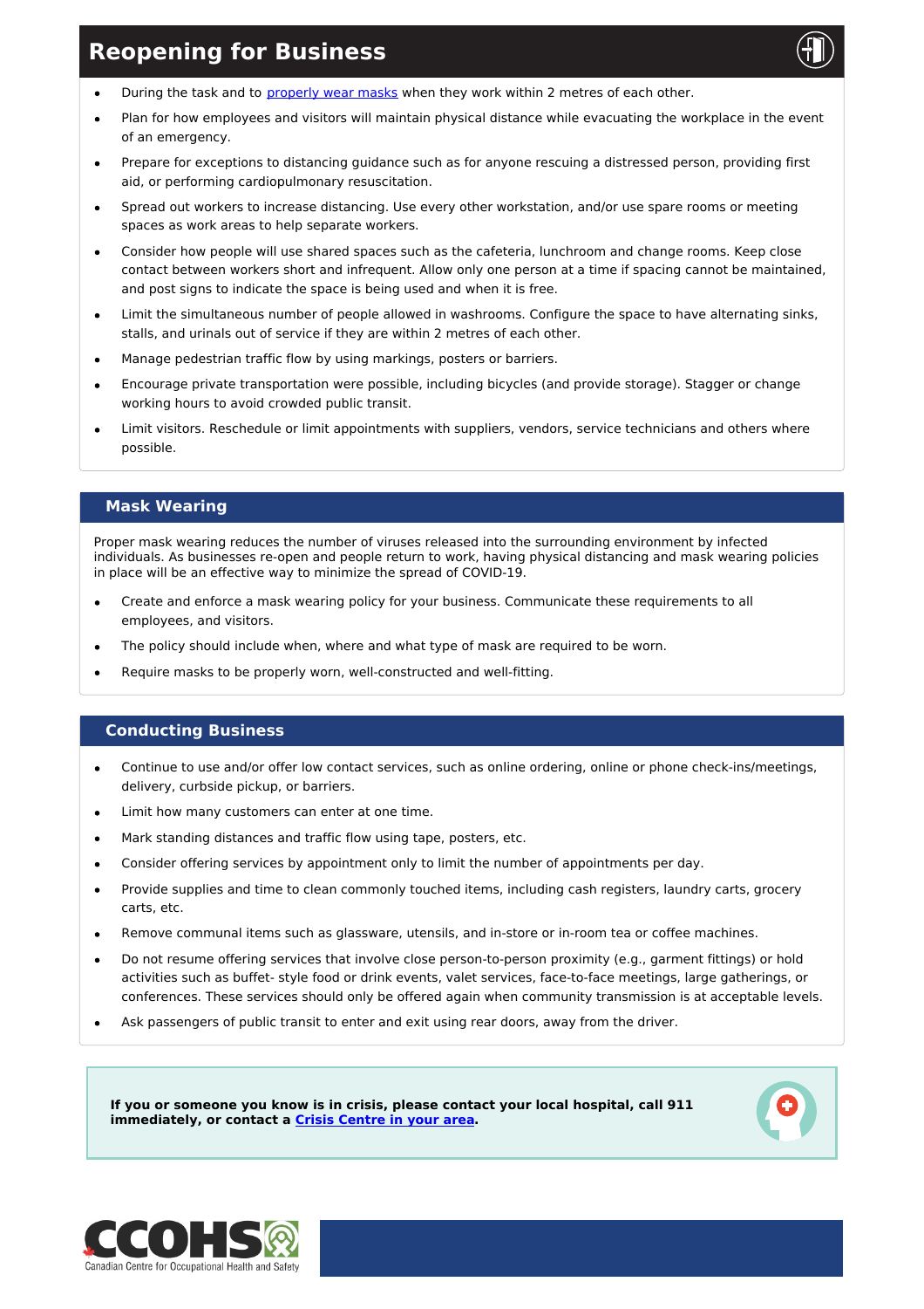# Reopening for Business

- During the task and to properly wear masks when they work within 2 metres of each other.
- Plan for how employees and visitors will maintain physical distance while evacuating the workplace in the event of an emergency.
- Prepare for exceptions to distancing guidance such as for anyone rescuing a distressed person, providing first aid, or performing cardiopulmonary resuscitation.
- Spread out workers to increase distancing. Use every other workstation, and/or use spare rooms or meeting spaces as work areas to help separate workers.
- Consider how people will use shared spaces such as the cafeteria, lunchroom and change rooms. Keep close contact between workers short and infrequent. Allow only one person at a time if spacing cannot be maintained, and post signs to indicate the space is being used and when it is free.
- Limit the simultaneous number of people allowed in washrooms. Configure the space to have alternating sinks, stalls, and urinals out of service if they are within 2 metres of each other.
- Manage pedestrian traffic flow by using markings, posters or barriers.
- Encourage private transportation were possible, including bicycles (and provide storage). Stagger or change working hours to avoid crowded public transit.
- Limit visitors. Reschedule or limit appointments with suppliers, vendors, service technicians and others where possible.

## Mask Wearing

Proper mask wearing reduces the number of viruses released into the surrounding environment by infected individuals. As businesses re-open and people return to work, having physical distancing and mask wearing policies in place will be an effective way to minimize the spread of COVID-19.

- Create and enforce a mask wearing policy for your business. Communicate these requirements to all employees, and visitors.
- The policy should include when, where and what type of mask are required to be worn.
- Require masks to be properly worn, well-constructed and well-fitting.

## Conducting Business

- Continue to use and/or offer low contact services, such as online ordering, online or phone check-ins/meetings, delivery, curbside pickup, or barriers.
- Limit how many customers can enter at one time.
- Mark standing distances and traffic flow using tape, posters, etc.
- Consider offering services by appointment only to limit the number of appointments per day.
- Provide supplies and time to clean commonly touched items, including cash registers, laundry carts, grocery carts, etc.
- Remove communal items such as glassware, utensils, and in-store or in-room tea or coffee machines.
- Do not resume offering services that involve close person-to-person proximity (e.g., garment fittings) or hold activities such as buffet- style food or drink events, valet services, face-to-face meetings, large gatherings, or conferences. These services should only be offered again when community transmission is at acceptable levels.
- Ask passengers of public transit to enter and exit using rear doors, away from the driver.

**If you or someone you know is in crisis, please contact your local hospital, call 911 immediately, or contact a Crisis Centre in your area.**

CCOHS Canadian Centre for Occupational Health and Safety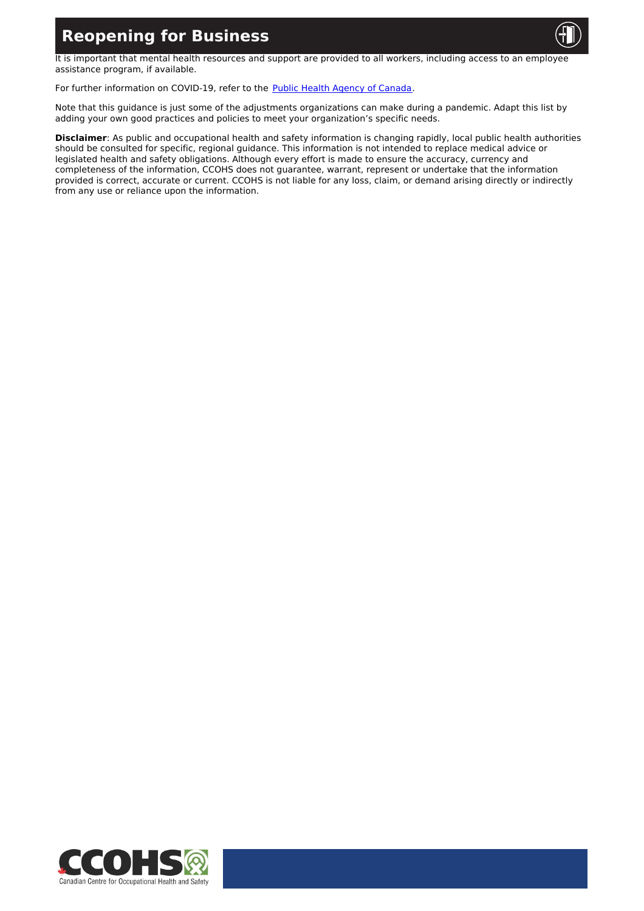It is important that mental health resources and support are provided to all workers, including access to an employee assistance program, if available.

For further information on COVID-19, refer to the [Public Health Agency of Canada](#).

Note that this guidance is just some of the adjustments organizations can make during a pandemic. Adapt this list by adding your own good practices and policies to meet your organization's specific needs.

**Disclaimer**: As public and occupational health and safety information is changing rapidly, local public health authorities should be consulted for specific, regional guidance. This information is not intended to replace medical advice or legislated health and safety obligations. Although every effort is made to ensure the accuracy, currency and completeness of the information, CCOHS does not guarantee, warrant, represent or undertake that the information provided is correct, accurate or current. CCOHS is not liable for any loss, claim, or demand arising directly or indirectly from any use or reliance upon the information.